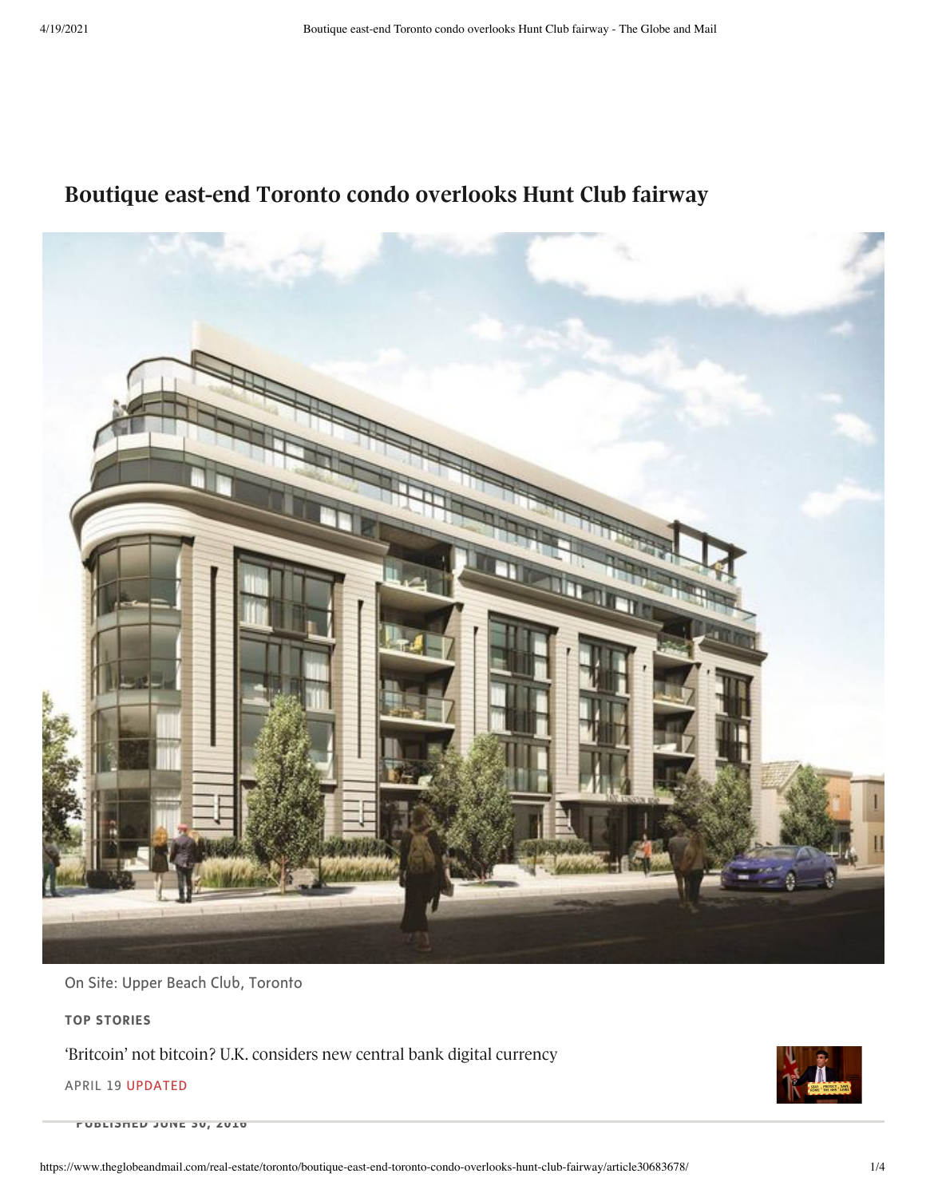# Boutique east-end Toronto condo overlooks Hunt Club fairway

On Site: Upper Beach Club, Toronto

**TOP STORIES**

'Britcoin' not bitcoin? U.K. considers new central bank digital currency

APRIL 19 UPDATED

PUBLISHED JUNE 30, 2016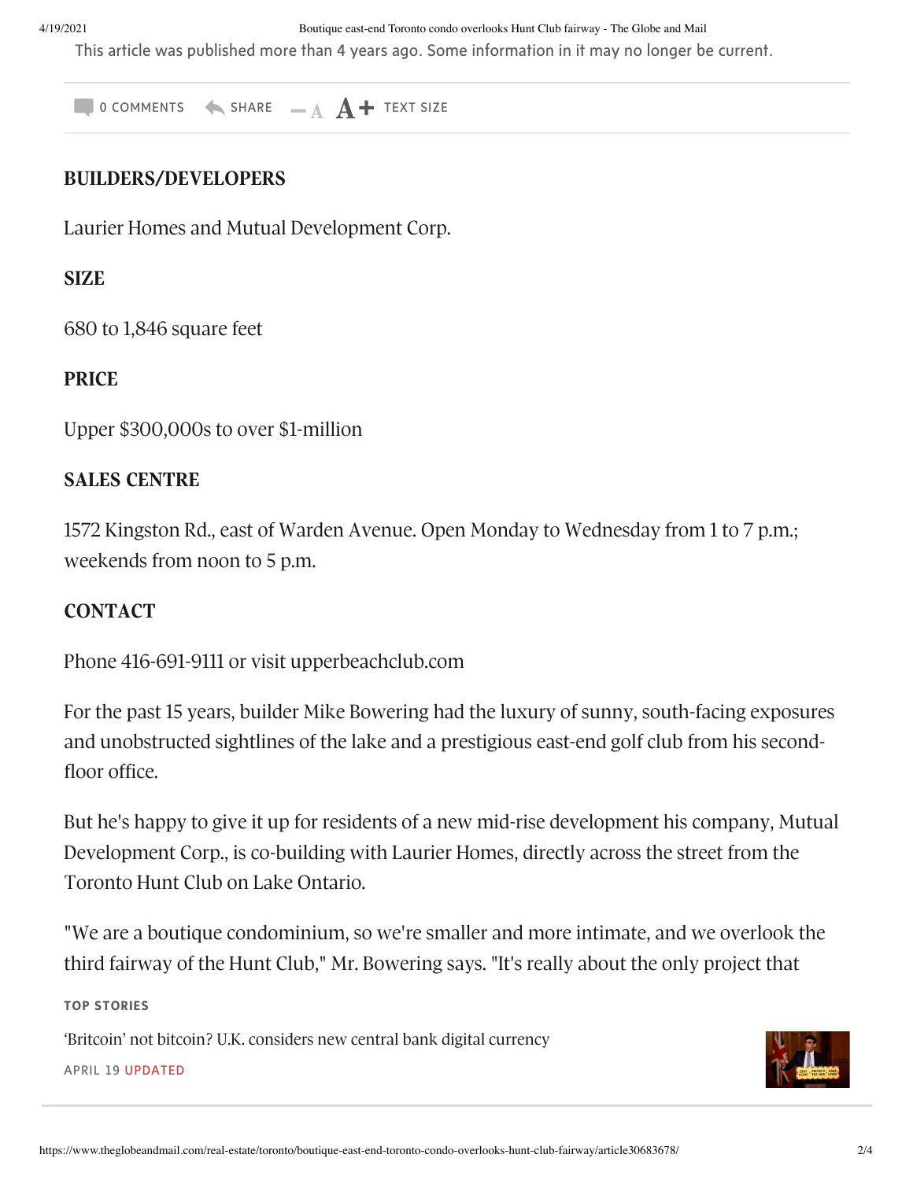This article was published more than 4 years ago. Some information in it may no longer be current.

0 COMMENTS SHARE TEXT SIZE

**BUILDERS/DEVELOPERS**

Laurier Homes and Mutual Development Corp.

**SIZE**

680 to 1,846 square feet

**PRICE**

Upper $300,000s to over $1-million

**SALES CENTRE**

1572 Kingston Rd., east of Warden Avenue. Open Monday to Wednesday from 1 to 7 p.m.; weekends from noon to 5 p.m.

**CONTACT**

Phone 416-691-9111 or visit upperbeachclub.com

For the past 15 years, builder Mike Bowering had the luxury of sunny, south-facing exposures and unobstructed sightlines of the lake and a prestigious east-end golf club from his second-floor office.

But he's happy to give it up for residents of a new mid-rise development his company, Mutual Development Corp., is co-building with Laurier Homes, directly across the street from the Toronto Hunt Club on Lake Ontario.

"We are a boutique condominium, so we're smaller and more intimate, and we overlook the third fairway of the Hunt Club," Mr. Bowering says. "It's really about the only project that

TOP STORIES

'Britcoin' not bitcoin? U.K. considers new central bank digital currency

APRIL 19 UPDATED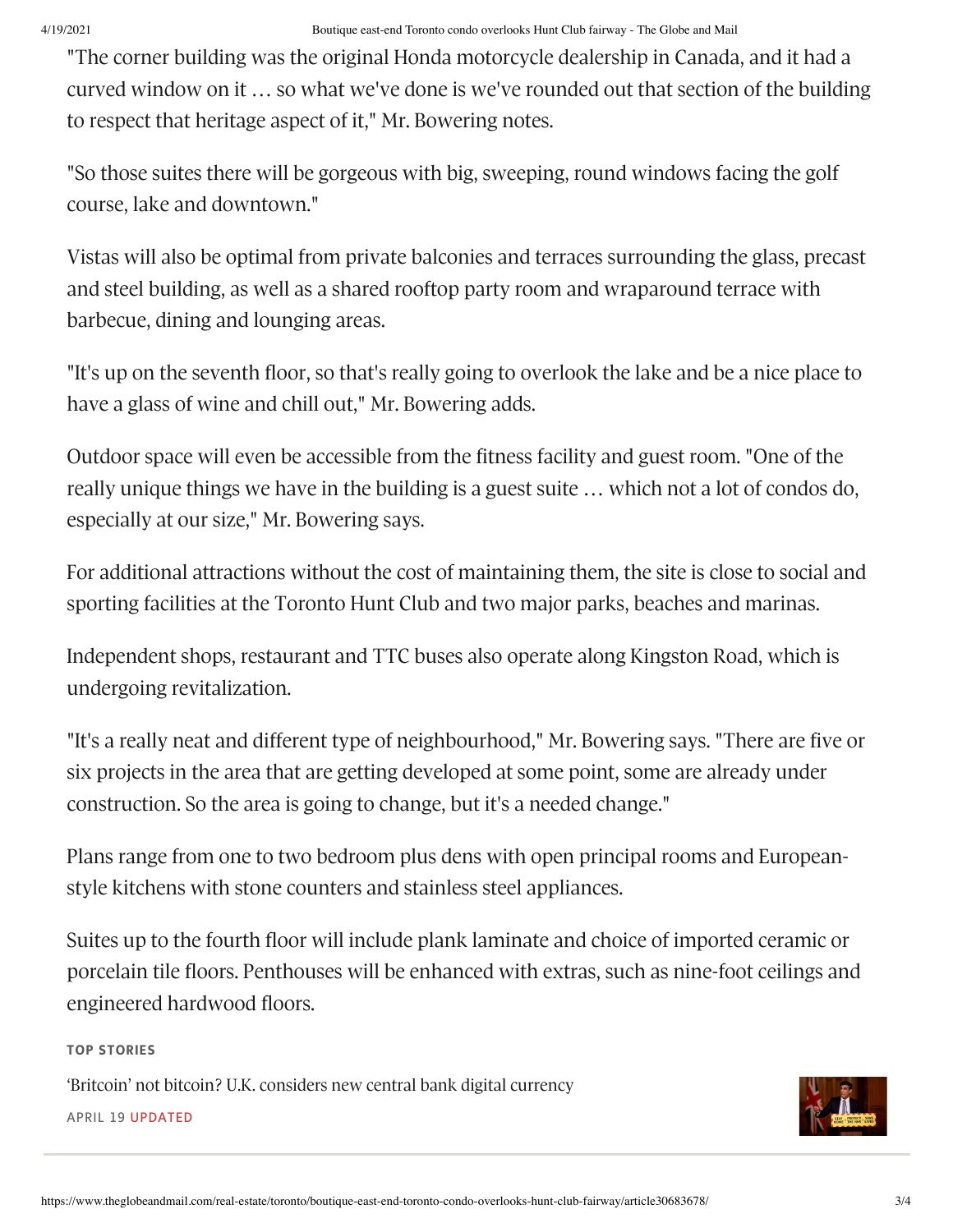"The corner building was the original Honda motorcycle dealership in Canada, and it had a curved window on it … so what we've done is we've rounded out that section of the building to respect that heritage aspect of it," Mr. Bowering notes.

"So those suites there will be gorgeous with big, sweeping, round windows facing the golf course, lake and downtown."

Vistas will also be optimal from private balconies and terraces surrounding the glass, precast and steel building, as well as a shared rooftop party room and wraparound terrace with barbecue, dining and lounging areas.

"It's up on the seventh floor, so that's really going to overlook the lake and be a nice place to have a glass of wine and chill out," Mr. Bowering adds.

Outdoor space will even be accessible from the fitness facility and guest room. "One of the really unique things we have in the building is a guest suite … which not a lot of condos do, especially at our size," Mr. Bowering says.

For additional attractions without the cost of maintaining them, the site is close to social and sporting facilities at the Toronto Hunt Club and two major parks, beaches and marinas.

Independent shops, restaurant and TTC buses also operate along Kingston Road, which is undergoing revitalization.

"It's a really neat and different type of neighbourhood," Mr. Bowering says. "There are five or six projects in the area that are getting developed at some point, some are already under construction. So the area is going to change, but it's a needed change."

Plans range from one to two bedroom plus dens with open principal rooms and European-style kitchens with stone counters and stainless steel appliances.

Suites up to the fourth floor will include plank laminate and choice of imported ceramic or porcelain tile floors. Penthouses will be enhanced with extras, such as nine-foot ceilings and engineered hardwood floors.

**TOP STORIES**

'Britcoin' not bitcoin? U.K. considers new central bank digital currency

APRIL 19 UPDATED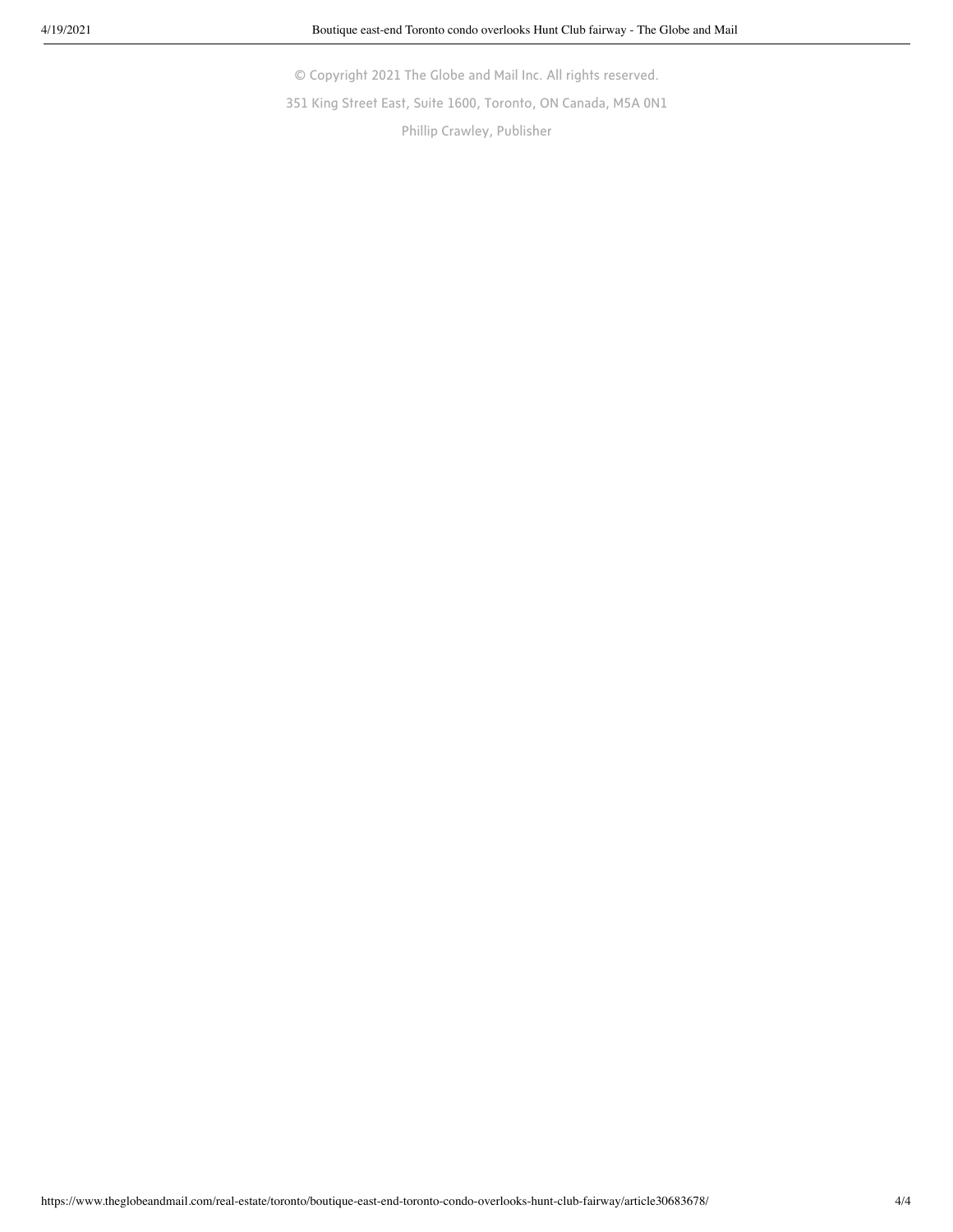© Copyright 2021 The Globe and Mail Inc. All rights reserved.

351 King Street East, Suite 1600, Toronto, ON Canada, M5A 0N1

Phillip Crawley, Publisher